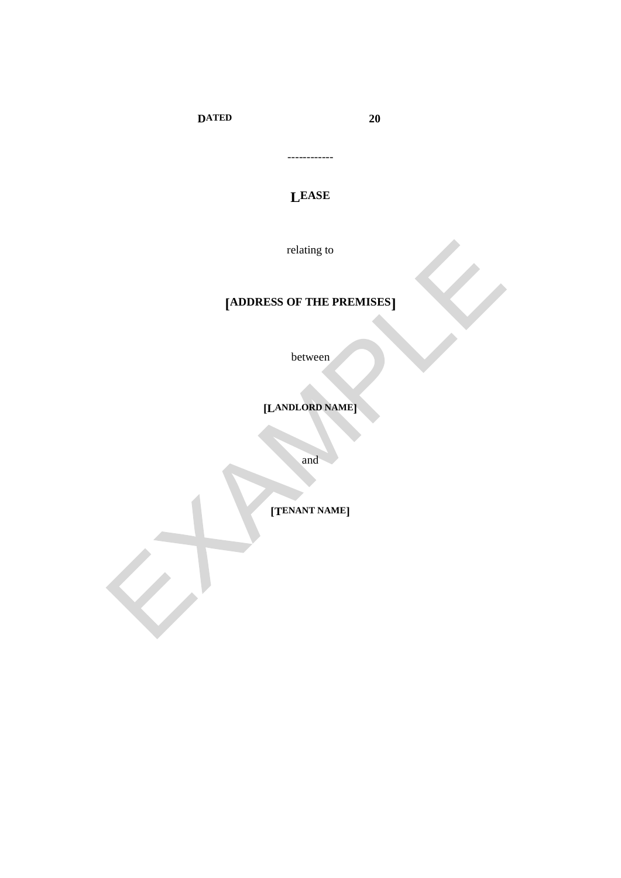**DATED 20**

------------

# LEASE

relating to

**[ADDRESS OF THE PREMISES]**

between

**[LANDLORD NAME]**

and

**[TENANT NAME]**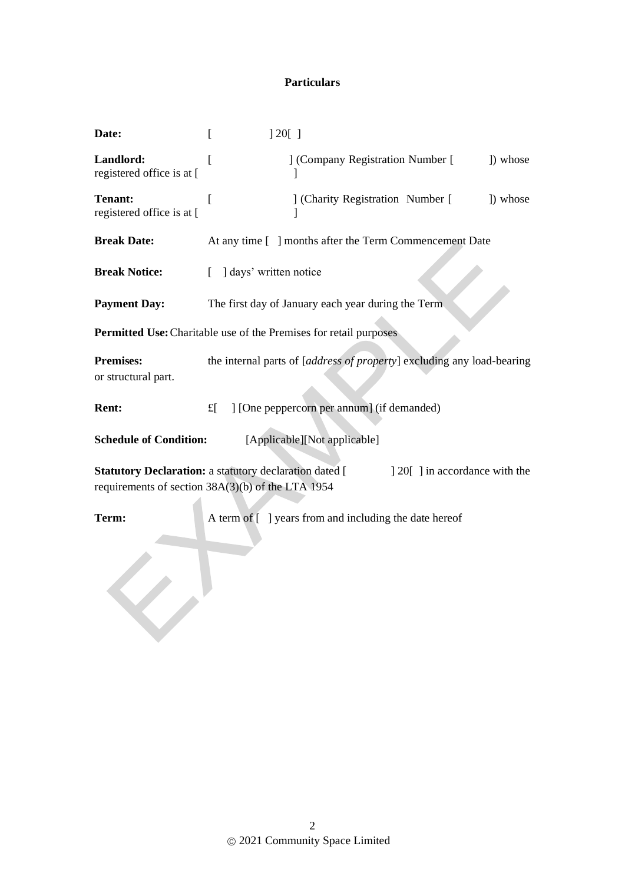**Particulars**

**Date:** [ ] 20[ ]

**Landlord:** [ ] (Company Registration Number [ ]) whose registered office is at [ ]

**Tenant:** [ ] (Charity Registration Number [ ]) whose registered office is at [ ]

**Break Date:** At any time [ ] months after the Term Commencement Date

**Break Notice:** [ ] days' written notice

**Payment Day:** The first day of January each year during the Term

**Permitted Use:** Charitable use of the Premises for retail purposes

**Premises:** the internal parts of [*address of property*] excluding any load-bearing or structural part.

**Rent:** £[ ] [One peppercorn per annum] (if demanded)

**Schedule of Condition:** [Applicable][Not applicable]

**Statutory Declaration:** a statutory declaration dated [ ] 20[ ] in accordance with the requirements of section 38A(3)(b) of the LTA 1954

**Term:** A term of [ ] years from and including the date hereof

© 2021 Community Space Limited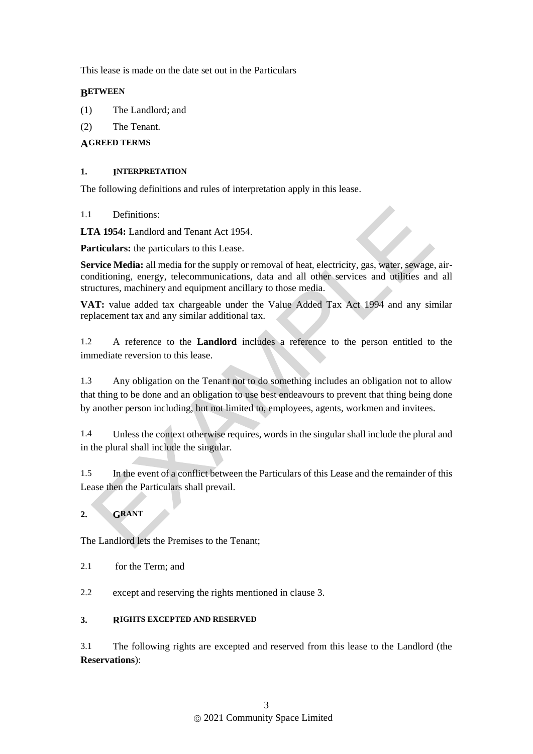This lease is made on the date set out in the Particulars

**BETWEEN**

(1) The Landlord; and

(2) The Tenant.

**AGREED TERMS**

## 1. INTERPRETATION

The following definitions and rules of interpretation apply in this lease.

1.1 Definitions:

**LTA 1954:** Landlord and Tenant Act 1954.

**Particulars:** the particulars to this Lease.

**Service Media:** all media for the supply or removal of heat, electricity, gas, water, sewage, air-conditioning, energy, telecommunications, data and all other services and utilities and all structures, machinery and equipment ancillary to those media.

**VAT:** value added tax chargeable under the Value Added Tax Act 1994 and any similar replacement tax and any similar additional tax.

1.2 A reference to the **Landlord** includes a reference to the person entitled to the immediate reversion to this lease.

1.3 Any obligation on the Tenant not to do something includes an obligation not to allow that thing to be done and an obligation to use best endeavours to prevent that thing being done by another person including, but not limited to, employees, agents, workmen and invitees.

1.4 Unless the context otherwise requires, words in the singular shall include the plural and in the plural shall include the singular.

1.5 In the event of a conflict between the Particulars of this Lease and the remainder of this Lease then the Particulars shall prevail.

## 2. GRANT

The Landlord lets the Premises to the Tenant;

2.1 for the Term; and

2.2 except and reserving the rights mentioned in clause 3.

## 3. RIGHTS EXCEPTED AND RESERVED

3.1 The following rights are excepted and reserved from this lease to the Landlord (the **Reservations**):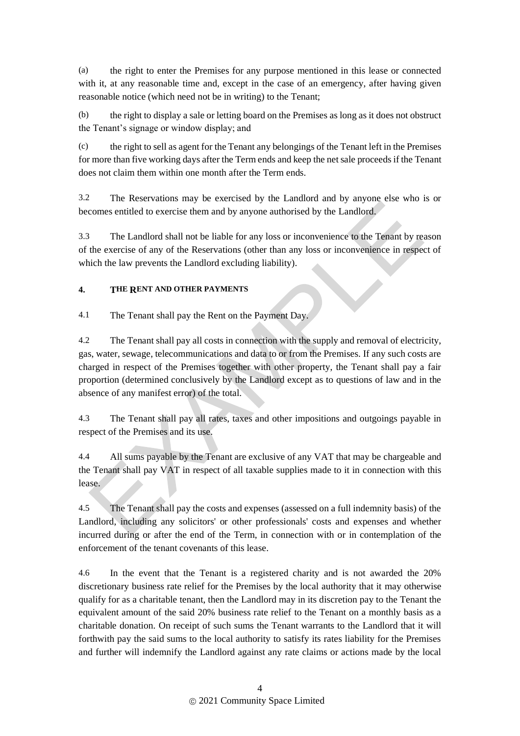(a) the right to enter the Premises for any purpose mentioned in this lease or connected with it, at any reasonable time and, except in the case of an emergency, after having given reasonable notice (which need not be in writing) to the Tenant;

(b) the right to display a sale or letting board on the Premises as long as it does not obstruct the Tenant's signage or window display; and

(c) the right to sell as agent for the Tenant any belongings of the Tenant left in the Premises for more than five working days after the Term ends and keep the net sale proceeds if the Tenant does not claim them within one month after the Term ends.

3.2 The Reservations may be exercised by the Landlord and by anyone else who is or becomes entitled to exercise them and by anyone authorised by the Landlord.

3.3 The Landlord shall not be liable for any loss or inconvenience to the Tenant by reason of the exercise of any of the Reservations (other than any loss or inconvenience in respect of which the law prevents the Landlord excluding liability).

#### 4. THE RENT AND OTHER PAYMENTS

4.1 The Tenant shall pay the Rent on the Payment Day.

4.2 The Tenant shall pay all costs in connection with the supply and removal of electricity, gas, water, sewage, telecommunications and data to or from the Premises. If any such costs are charged in respect of the Premises together with other property, the Tenant shall pay a fair proportion (determined conclusively by the Landlord except as to questions of law and in the absence of any manifest error) of the total.

4.3 The Tenant shall pay all rates, taxes and other impositions and outgoings payable in respect of the Premises and its use.

4.4 All sums payable by the Tenant are exclusive of any VAT that may be chargeable and the Tenant shall pay VAT in respect of all taxable supplies made to it in connection with this lease.

4.5 The Tenant shall pay the costs and expenses (assessed on a full indemnity basis) of the Landlord, including any solicitors' or other professionals' costs and expenses and whether incurred during or after the end of the Term, in connection with or in contemplation of the enforcement of the tenant covenants of this lease.

4.6 In the event that the Tenant is a registered charity and is not awarded the 20% discretionary business rate relief for the Premises by the local authority that it may otherwise qualify for as a charitable tenant, then the Landlord may in its discretion pay to the Tenant the equivalent amount of the said 20% business rate relief to the Tenant on a monthly basis as a charitable donation. On receipt of such sums the Tenant warrants to the Landlord that it will forthwith pay the said sums to the local authority to satisfy its rates liability for the Premises and further will indemnify the Landlord against any rate claims or actions made by the local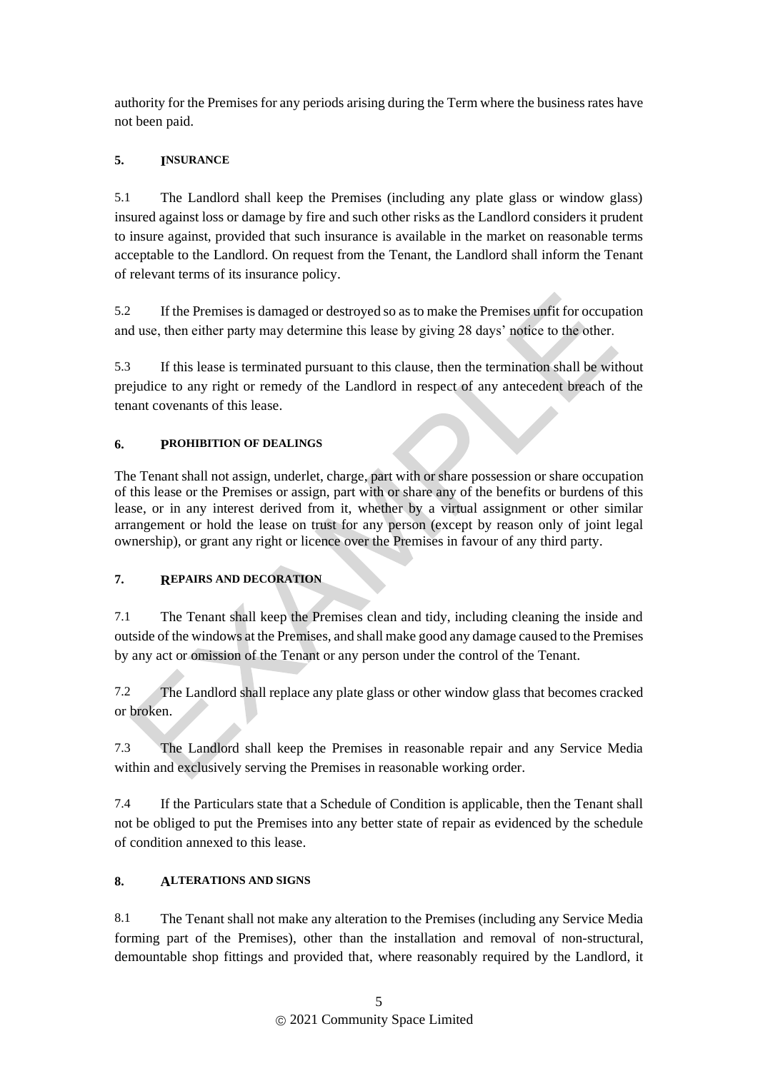authority for the Premises for any periods arising during the Term where the business rates have not been paid.

## 5. INSURANCE

5.1 The Landlord shall keep the Premises (including any plate glass or window glass) insured against loss or damage by fire and such other risks as the Landlord considers it prudent to insure against, provided that such insurance is available in the market on reasonable terms acceptable to the Landlord. On request from the Tenant, the Landlord shall inform the Tenant of relevant terms of its insurance policy.

5.2 If the Premises is damaged or destroyed so as to make the Premises unfit for occupation and use, then either party may determine this lease by giving 28 days' notice to the other.

5.3 If this lease is terminated pursuant to this clause, then the termination shall be without prejudice to any right or remedy of the Landlord in respect of any antecedent breach of the tenant covenants of this lease.

## 6. PROHIBITION OF DEALINGS

The Tenant shall not assign, underlet, charge, part with or share possession or share occupation of this lease or the Premises or assign, part with or share any of the benefits or burdens of this lease, or in any interest derived from it, whether by a virtual assignment or other similar arrangement or hold the lease on trust for any person (except by reason only of joint legal ownership), or grant any right or licence over the Premises in favour of any third party.

## 7. REPAIRS AND DECORATION

7.1 The Tenant shall keep the Premises clean and tidy, including cleaning the inside and outside of the windows at the Premises, and shall make good any damage caused to the Premises by any act or omission of the Tenant or any person under the control of the Tenant.

7.2 The Landlord shall replace any plate glass or other window glass that becomes cracked or broken.

7.3 The Landlord shall keep the Premises in reasonable repair and any Service Media within and exclusively serving the Premises in reasonable working order.

7.4 If the Particulars state that a Schedule of Condition is applicable, then the Tenant shall not be obliged to put the Premises into any better state of repair as evidenced by the schedule of condition annexed to this lease.

## 8. ALTERATIONS AND SIGNS

8.1 The Tenant shall not make any alteration to the Premises (including any Service Media forming part of the Premises), other than the installation and removal of non-structural, demountable shop fittings and provided that, where reasonably required by the Landlord, it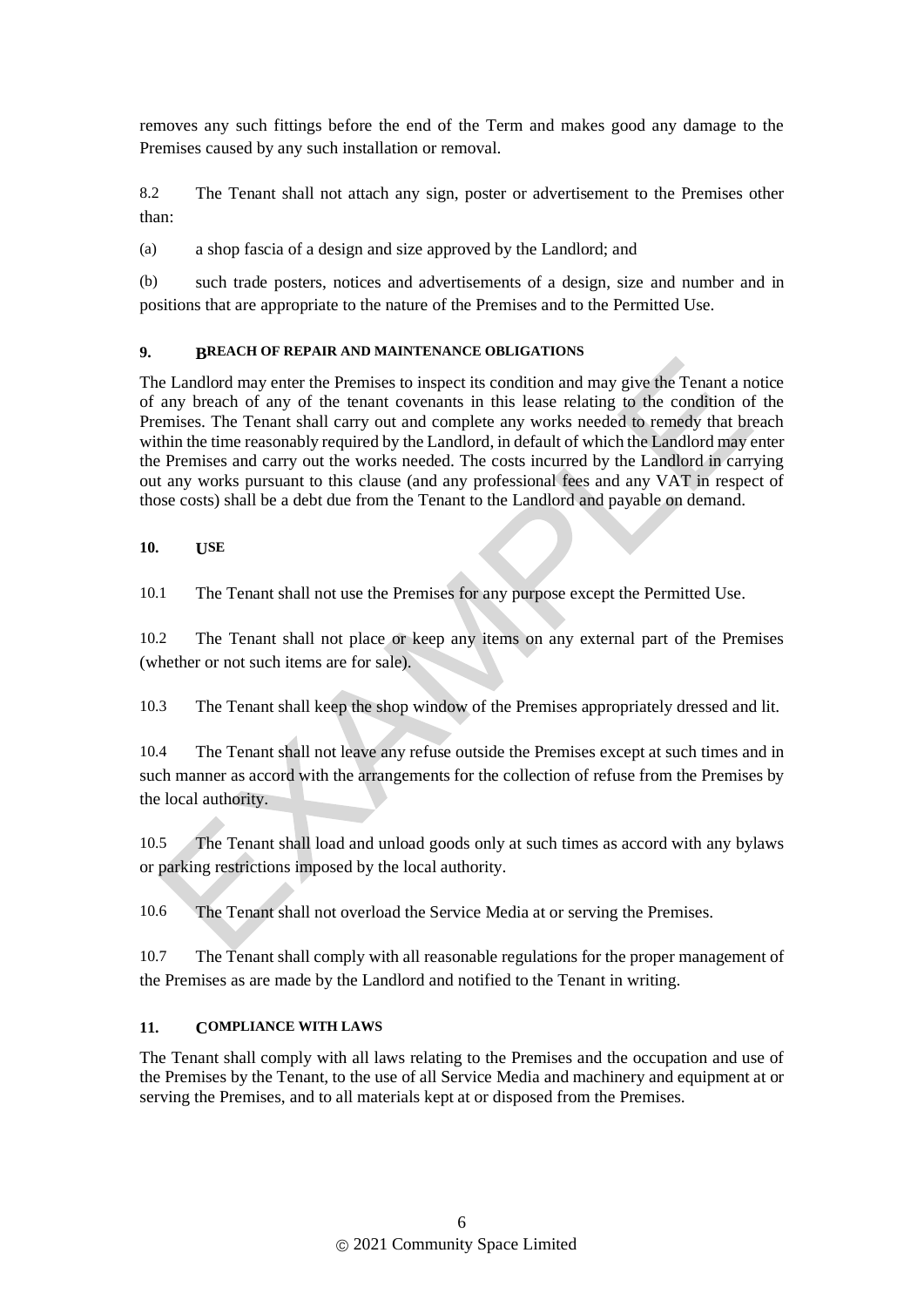removes any such fittings before the end of the Term and makes good any damage to the Premises caused by any such installation or removal.

8.2 The Tenant shall not attach any sign, poster or advertisement to the Premises other than:

(a) a shop fascia of a design and size approved by the Landlord; and

(b) such trade posters, notices and advertisements of a design, size and number and in positions that are appropriate to the nature of the Premises and to the Permitted Use.

## 9. BREACH OF REPAIR AND MAINTENANCE OBLIGATIONS

The Landlord may enter the Premises to inspect its condition and may give the Tenant a notice of any breach of any of the tenant covenants in this lease relating to the condition of the Premises. The Tenant shall carry out and complete any works needed to remedy that breach within the time reasonably required by the Landlord, in default of which the Landlord may enter the Premises and carry out the works needed. The costs incurred by the Landlord in carrying out any works pursuant to this clause (and any professional fees and any VAT in respect of those costs) shall be a debt due from the Tenant to the Landlord and payable on demand.

## 10. USE

10.1 The Tenant shall not use the Premises for any purpose except the Permitted Use.

10.2 The Tenant shall not place or keep any items on any external part of the Premises (whether or not such items are for sale).

10.3 The Tenant shall keep the shop window of the Premises appropriately dressed and lit.

10.4 The Tenant shall not leave any refuse outside the Premises except at such times and in such manner as accord with the arrangements for the collection of refuse from the Premises by the local authority.

10.5 The Tenant shall load and unload goods only at such times as accord with any bylaws or parking restrictions imposed by the local authority.

10.6 The Tenant shall not overload the Service Media at or serving the Premises.

10.7 The Tenant shall comply with all reasonable regulations for the proper management of the Premises as are made by the Landlord and notified to the Tenant in writing.

## 11. COMPLIANCE WITH LAWS

The Tenant shall comply with all laws relating to the Premises and the occupation and use of the Premises by the Tenant, to the use of all Service Media and machinery and equipment at or serving the Premises, and to all materials kept at or disposed from the Premises.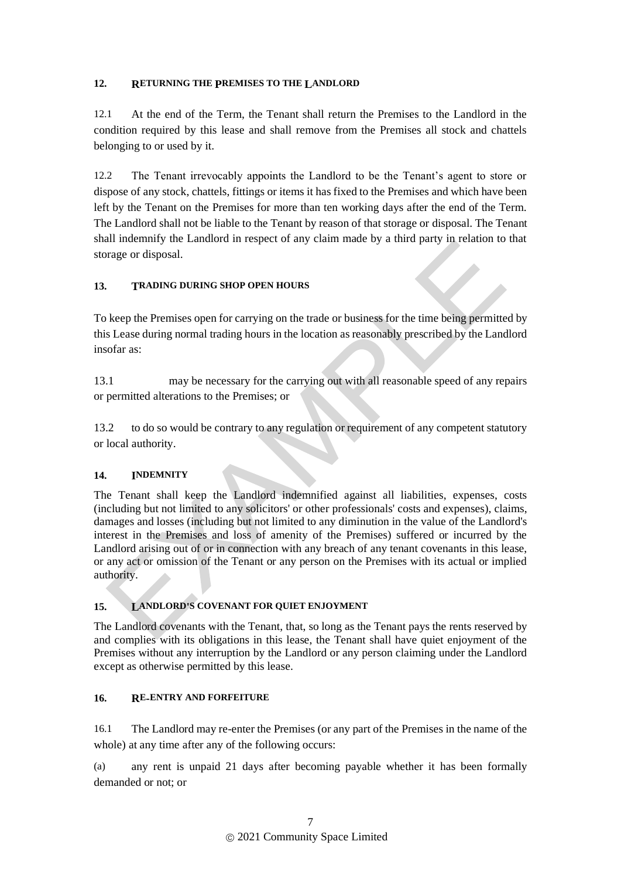## 12. RETURNING THE PREMISES TO THE LANDLORD

12.1 At the end of the Term, the Tenant shall return the Premises to the Landlord in the condition required by this lease and shall remove from the Premises all stock and chattels belonging to or used by it.

12.2 The Tenant irrevocably appoints the Landlord to be the Tenant's agent to store or dispose of any stock, chattels, fittings or items it has fixed to the Premises and which have been left by the Tenant on the Premises for more than ten working days after the end of the Term. The Landlord shall not be liable to the Tenant by reason of that storage or disposal. The Tenant shall indemnify the Landlord in respect of any claim made by a third party in relation to that storage or disposal.

## 13. TRADING DURING SHOP OPEN HOURS

To keep the Premises open for carrying on the trade or business for the time being permitted by this Lease during normal trading hours in the location as reasonably prescribed by the Landlord insofar as:

13.1 may be necessary for the carrying out with all reasonable speed of any repairs or permitted alterations to the Premises; or

13.2 to do so would be contrary to any regulation or requirement of any competent statutory or local authority.

## 14. INDEMNITY

The Tenant shall keep the Landlord indemnified against all liabilities, expenses, costs (including but not limited to any solicitors' or other professionals' costs and expenses), claims, damages and losses (including but not limited to any diminution in the value of the Landlord's interest in the Premises and loss of amenity of the Premises) suffered or incurred by the Landlord arising out of or in connection with any breach of any tenant covenants in this lease, or any act or omission of the Tenant or any person on the Premises with its actual or implied authority.

## 15. LANDLORD'S COVENANT FOR QUIET ENJOYMENT

The Landlord covenants with the Tenant, that, so long as the Tenant pays the rents reserved by and complies with its obligations in this lease, the Tenant shall have quiet enjoyment of the Premises without any interruption by the Landlord or any person claiming under the Landlord except as otherwise permitted by this lease.

## 16. RE-ENTRY AND FORFEITURE

16.1 The Landlord may re-enter the Premises (or any part of the Premises in the name of the whole) at any time after any of the following occurs:

(a) any rent is unpaid 21 days after becoming payable whether it has been formally demanded or not; or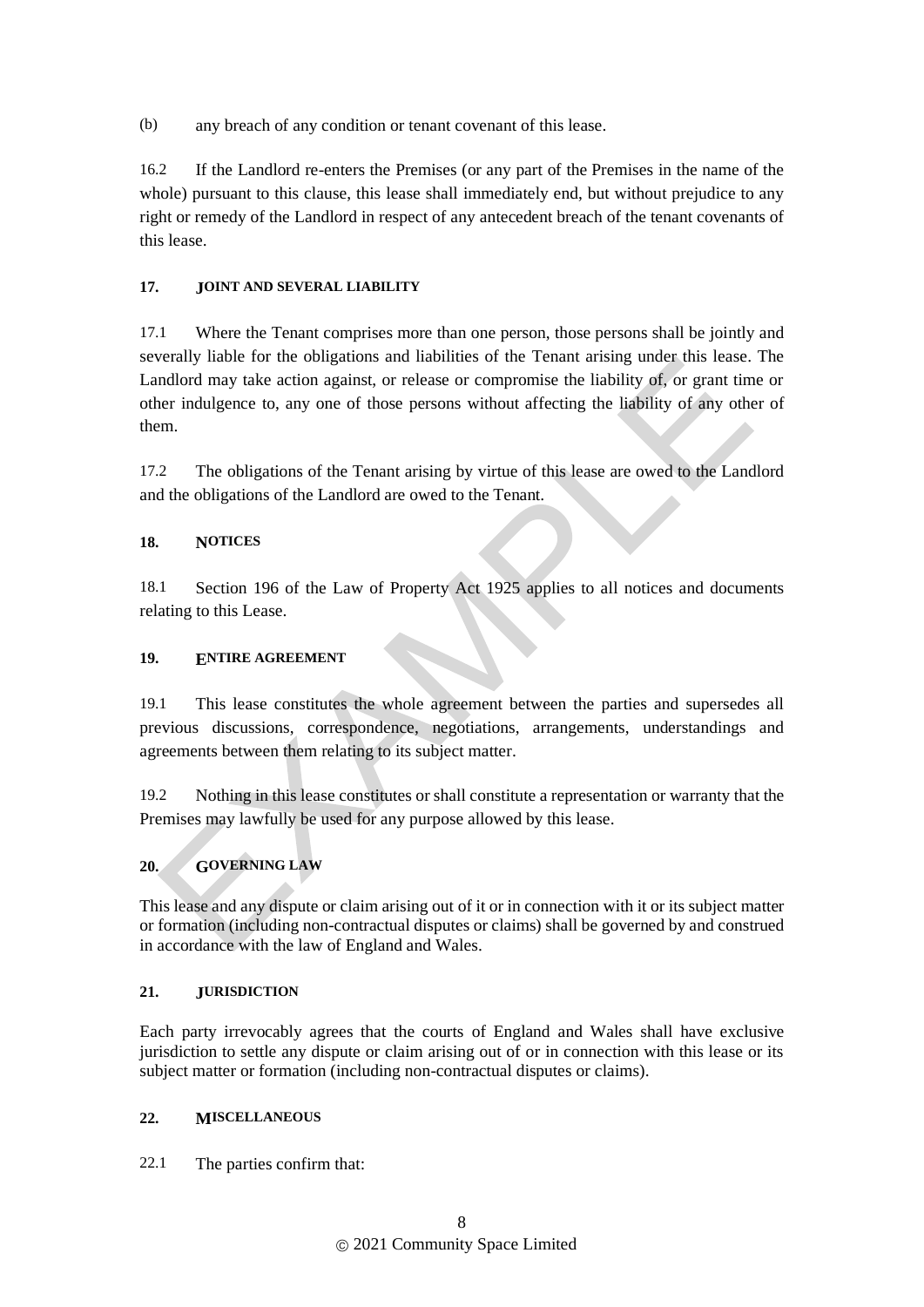(b) any breach of any condition or tenant covenant of this lease.

16.2 If the Landlord re-enters the Premises (or any part of the Premises in the name of the whole) pursuant to this clause, this lease shall immediately end, but without prejudice to any right or remedy of the Landlord in respect of any antecedent breach of the tenant covenants of this lease.

**17. JOINT AND SEVERAL LIABILITY**

17.1 Where the Tenant comprises more than one person, those persons shall be jointly and severally liable for the obligations and liabilities of the Tenant arising under this lease. The Landlord may take action against, or release or compromise the liability of, or grant time or other indulgence to, any one of those persons without affecting the liability of any other of them.

17.2 The obligations of the Tenant arising by virtue of this lease are owed to the Landlord and the obligations of the Landlord are owed to the Tenant.

**18. NOTICES**

18.1 Section 196 of the Law of Property Act 1925 applies to all notices and documents relating to this Lease.

**19. ENTIRE AGREEMENT**

19.1 This lease constitutes the whole agreement between the parties and supersedes all previous discussions, correspondence, negotiations, arrangements, understandings and agreements between them relating to its subject matter.

19.2 Nothing in this lease constitutes or shall constitute a representation or warranty that the Premises may lawfully be used for any purpose allowed by this lease.

**20. GOVERNING LAW**

This lease and any dispute or claim arising out of it or in connection with it or its subject matter or formation (including non-contractual disputes or claims) shall be governed by and construed in accordance with the law of England and Wales.

**21. JURISDICTION**

Each party irrevocably agrees that the courts of England and Wales shall have exclusive jurisdiction to settle any dispute or claim arising out of or in connection with this lease or its subject matter or formation (including non-contractual disputes or claims).

**22. MISCELLANEOUS**

22.1 The parties confirm that: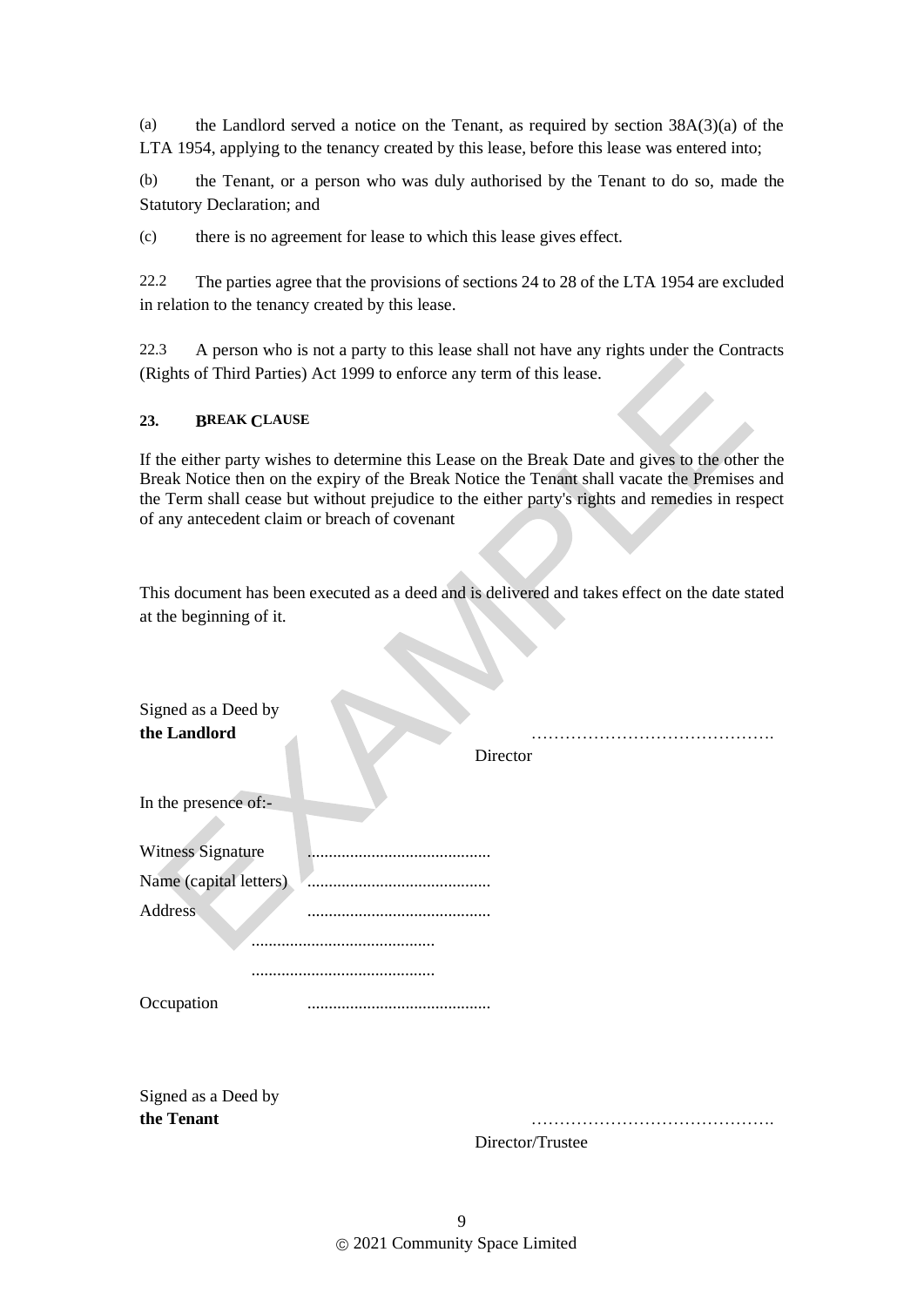(a) the Landlord served a notice on the Tenant, as required by section 38A(3)(a) of the LTA 1954, applying to the tenancy created by this lease, before this lease was entered into;

(b) the Tenant, or a person who was duly authorised by the Tenant to do so, made the Statutory Declaration; and

(c) there is no agreement for lease to which this lease gives effect.

22.2 The parties agree that the provisions of sections 24 to 28 of the LTA 1954 are excluded in relation to the tenancy created by this lease.

22.3 A person who is not a party to this lease shall not have any rights under the Contracts (Rights of Third Parties) Act 1999 to enforce any term of this lease.

**23. BREAK CLAUSE**

If the either party wishes to determine this Lease on the Break Date and gives to the other the Break Notice then on the expiry of the Break Notice the Tenant shall vacate the Premises and the Term shall cease but without prejudice to the either party's rights and remedies in respect of any antecedent claim or breach of covenant

This document has been executed as a deed and is delivered and takes effect on the date stated at the beginning of it.

Signed as a Deed by
**the Landlord** …………………………………….
Director

In the present of:-

Witness Signature ...........................................
Name (capital letters) ...........................................
Address ...........................................
...........................................
...........................................
Occupation ...........................................

Signed as a Deed by
**the Tenant** …………………………………….
Director/Trustee

© 2021 Community Space Limited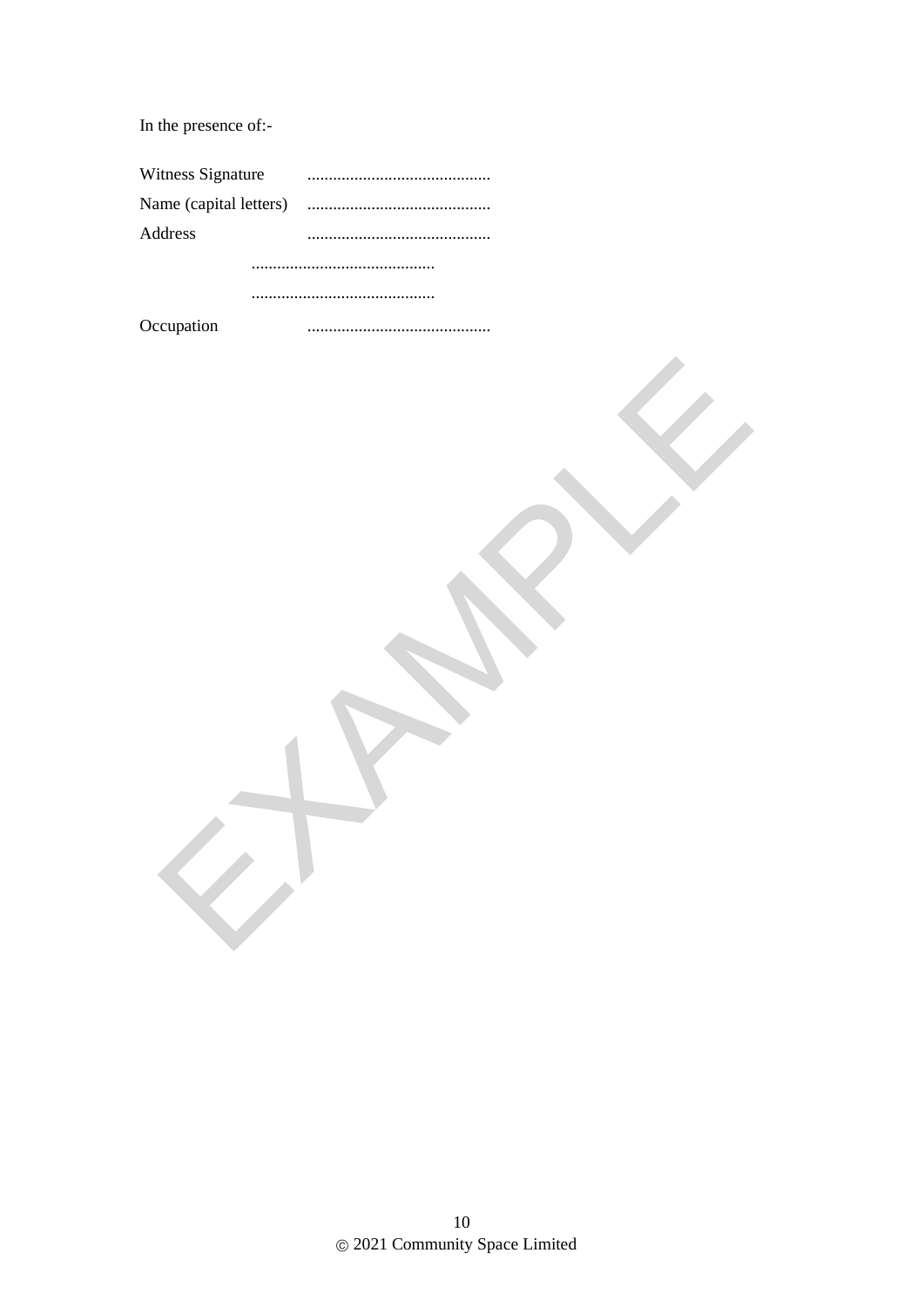In the presence of:-

Witness Signature ...........................................

Name (capital letters) ...........................................

Address ...........................................

...........................................

...........................................

Occupation ...........................................

EXAMPLE

© 2021 Community Space Limited